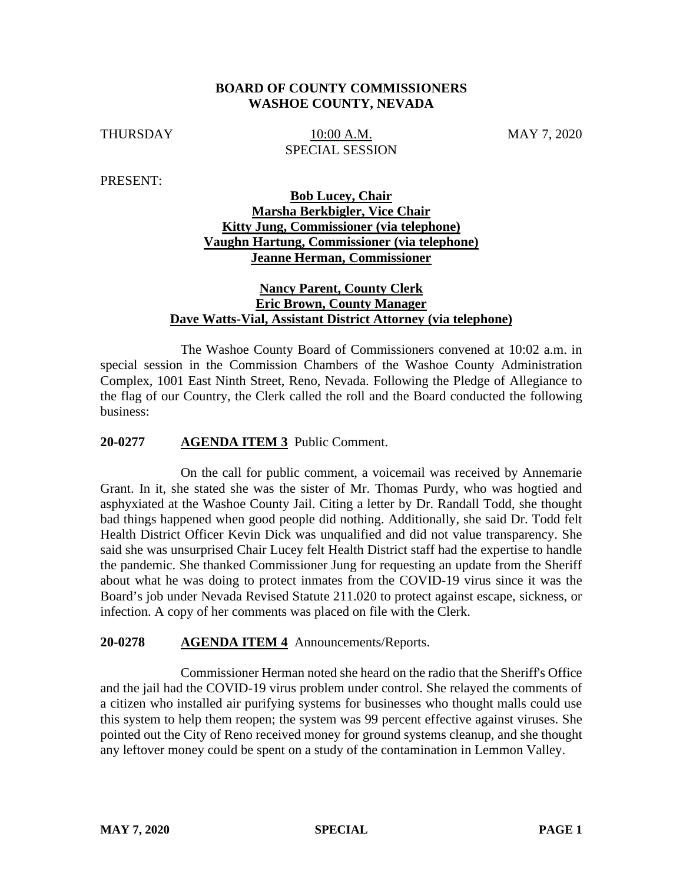**BOARD OF COUNTY COMMISSIONERS**
**WASHOE COUNTY, NEVADA**

THURSDAY 10:00 A.M. MAY 7, 2020
SPECIAL SESSION

PRESENT:

**Bob Lucey, Chair**
**Marsha Berkbigler, Vice Chair**
**Kitty Jung, Commissioner (via telephone)**
**Vaughn Hartung, Commissioner (via telephone)**
**Jeanne Herman, Commissioner**

**Nancy Parent, County Clerk**
**Eric Brown, County Manager**
**Dave Watts-Vial, Assistant District Attorney (via telephone)**

The Washoe County Board of Commissioners convened at 10:02 a.m. in special session in the Commission Chambers of the Washoe County Administration Complex, 1001 East Ninth Street, Reno, Nevada. Following the Pledge of Allegiance to the flag of our Country, the Clerk called the roll and the Board conducted the following business:

**20-0277 AGENDA ITEM 3** Public Comment.

On the call for public comment, a voicemail was received by Annemarie Grant. In it, she stated she was the sister of Mr. Thomas Purdy, who was hogtied and asphyxiated at the Washoe County Jail. Citing a letter by Dr. Randall Todd, she thought bad things happened when good people did nothing. Additionally, she said Dr. Todd felt Health District Officer Kevin Dick was unqualified and did not value transparency. She said she was unsurprised Chair Lucey felt Health District staff had the expertise to handle the pandemic. She thanked Commissioner Jung for requesting an update from the Sheriff about what he was doing to protect inmates from the COVID-19 virus since it was the Board's job under Nevada Revised Statute 211.020 to protect against escape, sickness, or infection. A copy of her comments was placed on file with the Clerk.

**20-0278 AGENDA ITEM 4** Announcements/Reports.

Commissioner Herman noted she heard on the radio that the Sheriff's Office and the jail had the COVID-19 virus problem under control. She relayed the comments of a citizen who installed air purifying systems for businesses who thought malls could use this system to help them reopen; the system was 99 percent effective against viruses. She pointed out the City of Reno received money for ground systems cleanup, and she thought any leftover money could be spent on a study of the contamination in Lemmon Valley.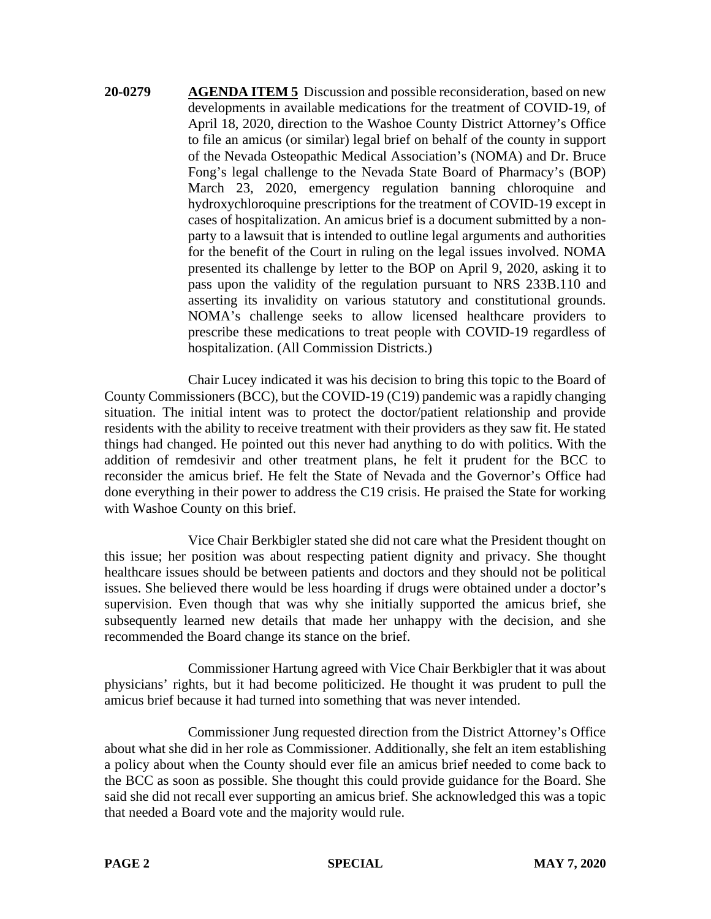**20-0279** **AGENDA ITEM 5** Discussion and possible reconsideration, based on new developments in available medications for the treatment of COVID-19, of April 18, 2020, direction to the Washoe County District Attorney's Office to file an amicus (or similar) legal brief on behalf of the county in support of the Nevada Osteopathic Medical Association's (NOMA) and Dr. Bruce Fong's legal challenge to the Nevada State Board of Pharmacy's (BOP) March 23, 2020, emergency regulation banning chloroquine and hydroxychloroquine prescriptions for the treatment of COVID-19 except in cases of hospitalization. An amicus brief is a document submitted by a non-party to a lawsuit that is intended to outline legal arguments and authorities for the benefit of the Court in ruling on the legal issues involved. NOMA presented its challenge by letter to the BOP on April 9, 2020, asking it to pass upon the validity of the regulation pursuant to NRS 233B.110 and asserting its invalidity on various statutory and constitutional grounds. NOMA's challenge seeks to allow licensed healthcare providers to prescribe these medications to treat people with COVID-19 regardless of hospitalization. (All Commission Districts.)

Chair Lucey indicated it was his decision to bring this topic to the Board of County Commissioners (BCC), but the COVID-19 (C19) pandemic was a rapidly changing situation. The initial intent was to protect the doctor/patient relationship and provide residents with the ability to receive treatment with their providers as they saw fit. He stated things had changed. He pointed out this never had anything to do with politics. With the addition of remdesivir and other treatment plans, he felt it prudent for the BCC to reconsider the amicus brief. He felt the State of Nevada and the Governor's Office had done everything in their power to address the C19 crisis. He praised the State for working with Washoe County on this brief.

Vice Chair Berkbigler stated she did not care what the President thought on this issue; her position was about respecting patient dignity and privacy. She thought healthcare issues should be between patients and doctors and they should not be political issues. She believed there would be less hoarding if drugs were obtained under a doctor's supervision. Even though that was why she initially supported the amicus brief, she subsequently learned new details that made her unhappy with the decision, and she recommended the Board change its stance on the brief.

Commissioner Hartung agreed with Vice Chair Berkbigler that it was about physicians' rights, but it had become politicized. He thought it was prudent to pull the amicus brief because it had turned into something that was never intended.

Commissioner Jung requested direction from the District Attorney's Office about what she did in her role as Commissioner. Additionally, she felt an item establishing a policy about when the County should ever file an amicus brief needed to come back to the BCC as soon as possible. She thought this could provide guidance for the Board. She said she did not recall ever supporting an amicus brief. She acknowledged this was a topic that needed a Board vote and the majority would rule.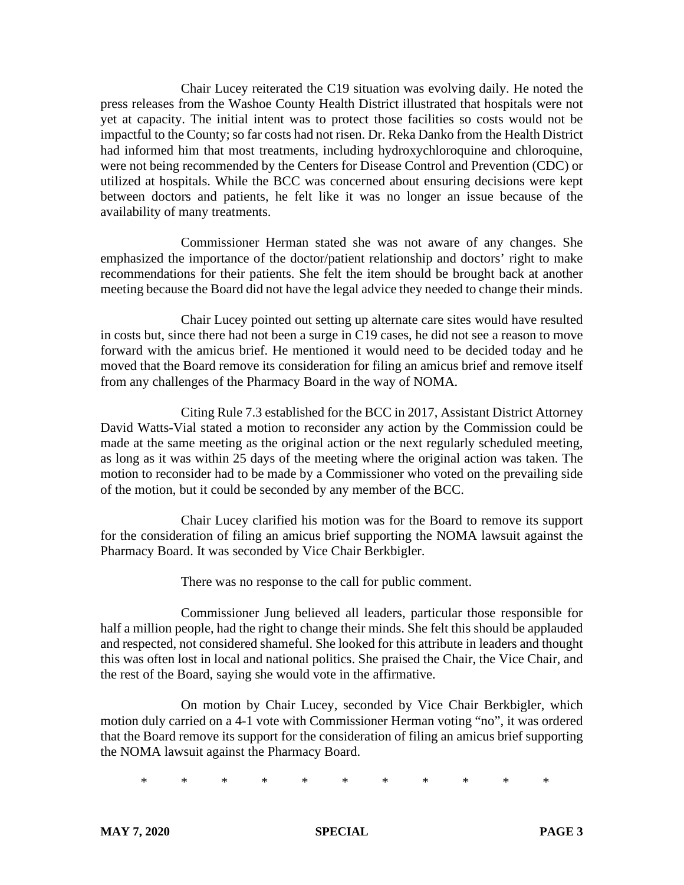Chair Lucey reiterated the C19 situation was evolving daily. He noted the press releases from the Washoe County Health District illustrated that hospitals were not yet at capacity. The initial intent was to protect those facilities so costs would not be impactful to the County; so far costs had not risen. Dr. Reka Danko from the Health District had informed him that most treatments, including hydroxychloroquine and chloroquine, were not being recommended by the Centers for Disease Control and Prevention (CDC) or utilized at hospitals. While the BCC was concerned about ensuring decisions were kept between doctors and patients, he felt like it was no longer an issue because of the availability of many treatments.

Commissioner Herman stated she was not aware of any changes. She emphasized the importance of the doctor/patient relationship and doctors' right to make recommendations for their patients. She felt the item should be brought back at another meeting because the Board did not have the legal advice they needed to change their minds.

Chair Lucey pointed out setting up alternate care sites would have resulted in costs but, since there had not been a surge in C19 cases, he did not see a reason to move forward with the amicus brief. He mentioned it would need to be decided today and he moved that the Board remove its consideration for filing an amicus brief and remove itself from any challenges of the Pharmacy Board in the way of NOMA.

Citing Rule 7.3 established for the BCC in 2017, Assistant District Attorney David Watts-Vial stated a motion to reconsider any action by the Commission could be made at the same meeting as the original action or the next regularly scheduled meeting, as long as it was within 25 days of the meeting where the original action was taken. The motion to reconsider had to be made by a Commissioner who voted on the prevailing side of the motion, but it could be seconded by any member of the BCC.

Chair Lucey clarified his motion was for the Board to remove its support for the consideration of filing an amicus brief supporting the NOMA lawsuit against the Pharmacy Board. It was seconded by Vice Chair Berkbigler.

There was no response to the call for public comment.

Commissioner Jung believed all leaders, particular those responsible for half a million people, had the right to change their minds. She felt this should be applauded and respected, not considered shameful. She looked for this attribute in leaders and thought this was often lost in local and national politics. She praised the Chair, the Vice Chair, and the rest of the Board, saying she would vote in the affirmative.

On motion by Chair Lucey, seconded by Vice Chair Berkbigler, which motion duly carried on a 4-1 vote with Commissioner Herman voting "no", it was ordered that the Board remove its support for the consideration of filing an amicus brief supporting the NOMA lawsuit against the Pharmacy Board.

\* \* \* \* \* \* \* \* \* \* \*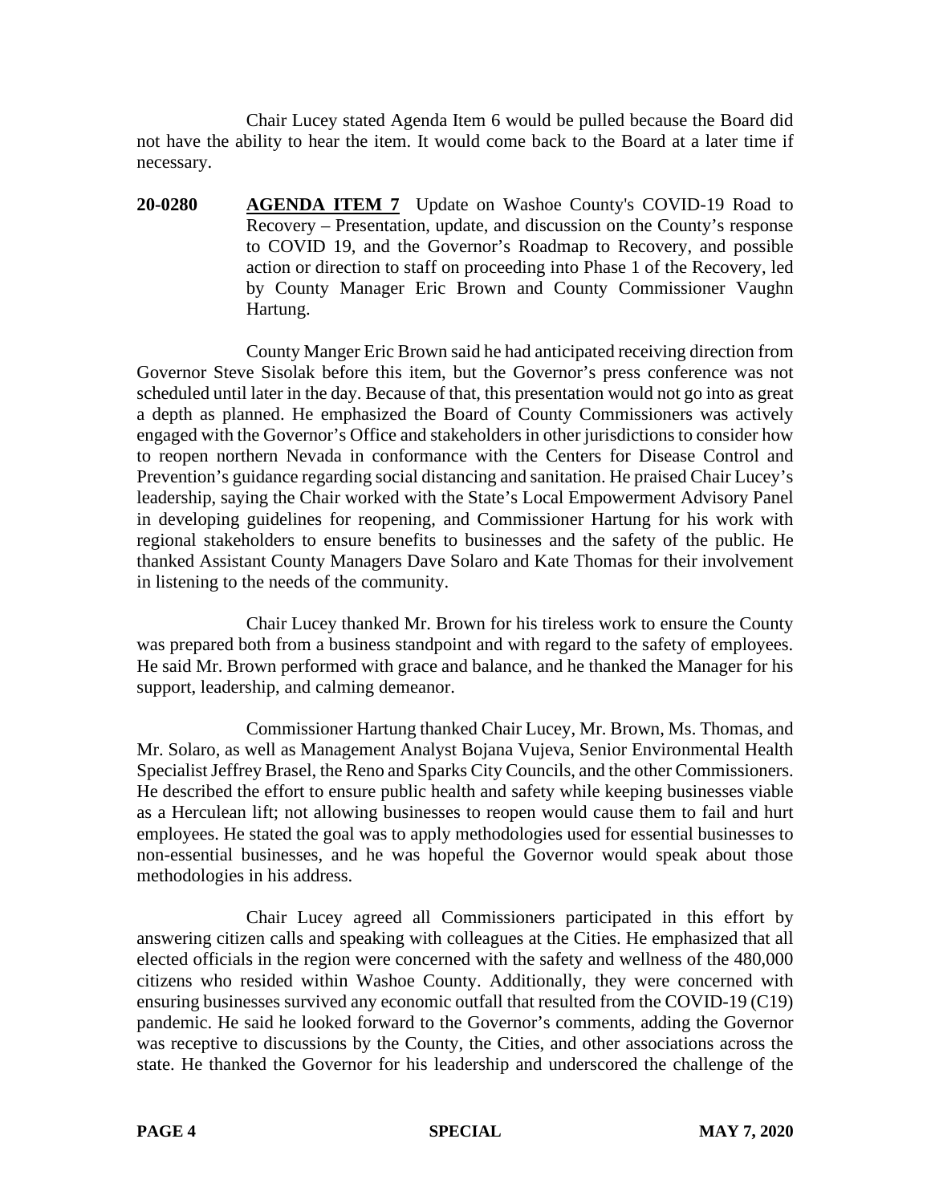Chair Lucey stated Agenda Item 6 would be pulled because the Board did not have the ability to hear the item. It would come back to the Board at a later time if necessary.

**20-0280** **AGENDA ITEM 7** Update on Washoe County's COVID-19 Road to Recovery – Presentation, update, and discussion on the County's response to COVID 19, and the Governor's Roadmap to Recovery, and possible action or direction to staff on proceeding into Phase 1 of the Recovery, led by County Manager Eric Brown and County Commissioner Vaughn Hartung.

County Manger Eric Brown said he had anticipated receiving direction from Governor Steve Sisolak before this item, but the Governor's press conference was not scheduled until later in the day. Because of that, this presentation would not go into as great a depth as planned. He emphasized the Board of County Commissioners was actively engaged with the Governor's Office and stakeholders in other jurisdictions to consider how to reopen northern Nevada in conformance with the Centers for Disease Control and Prevention's guidance regarding social distancing and sanitation. He praised Chair Lucey's leadership, saying the Chair worked with the State's Local Empowerment Advisory Panel in developing guidelines for reopening, and Commissioner Hartung for his work with regional stakeholders to ensure benefits to businesses and the safety of the public. He thanked Assistant County Managers Dave Solaro and Kate Thomas for their involvement in listening to the needs of the community.

Chair Lucey thanked Mr. Brown for his tireless work to ensure the County was prepared both from a business standpoint and with regard to the safety of employees. He said Mr. Brown performed with grace and balance, and he thanked the Manager for his support, leadership, and calming demeanor.

Commissioner Hartung thanked Chair Lucey, Mr. Brown, Ms. Thomas, and Mr. Solaro, as well as Management Analyst Bojana Vujeva, Senior Environmental Health Specialist Jeffrey Brasel, the Reno and Sparks City Councils, and the other Commissioners. He described the effort to ensure public health and safety while keeping businesses viable as a Herculean lift; not allowing businesses to reopen would cause them to fail and hurt employees. He stated the goal was to apply methodologies used for essential businesses to non-essential businesses, and he was hopeful the Governor would speak about those methodologies in his address.

Chair Lucey agreed all Commissioners participated in this effort by answering citizen calls and speaking with colleagues at the Cities. He emphasized that all elected officials in the region were concerned with the safety and wellness of the 480,000 citizens who resided within Washoe County. Additionally, they were concerned with ensuring businesses survived any economic outfall that resulted from the COVID-19 (C19) pandemic. He said he looked forward to the Governor's comments, adding the Governor was receptive to discussions by the County, the Cities, and other associations across the state. He thanked the Governor for his leadership and underscored the challenge of the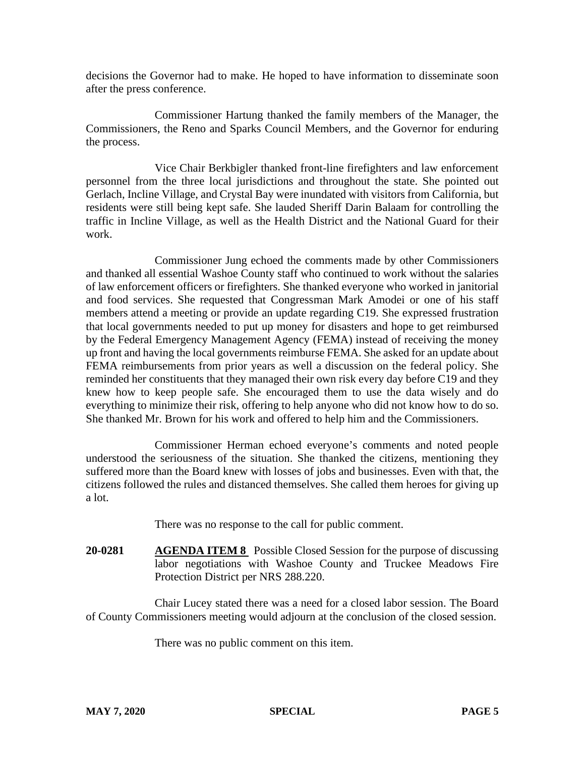decisions the Governor had to make. He hoped to have information to disseminate soon after the press conference.

Commissioner Hartung thanked the family members of the Manager, the Commissioners, the Reno and Sparks Council Members, and the Governor for enduring the process.

Vice Chair Berkbigler thanked front-line firefighters and law enforcement personnel from the three local jurisdictions and throughout the state. She pointed out Gerlach, Incline Village, and Crystal Bay were inundated with visitors from California, but residents were still being kept safe. She lauded Sheriff Darin Balaam for controlling the traffic in Incline Village, as well as the Health District and the National Guard for their work.

Commissioner Jung echoed the comments made by other Commissioners and thanked all essential Washoe County staff who continued to work without the salaries of law enforcement officers or firefighters. She thanked everyone who worked in janitorial and food services. She requested that Congressman Mark Amodei or one of his staff members attend a meeting or provide an update regarding C19. She expressed frustration that local governments needed to put up money for disasters and hope to get reimbursed by the Federal Emergency Management Agency (FEMA) instead of receiving the money up front and having the local governments reimburse FEMA. She asked for an update about FEMA reimbursements from prior years as well a discussion on the federal policy. She reminded her constituents that they managed their own risk every day before C19 and they knew how to keep people safe. She encouraged them to use the data wisely and do everything to minimize their risk, offering to help anyone who did not know how to do so. She thanked Mr. Brown for his work and offered to help him and the Commissioners.

Commissioner Herman echoed everyone's comments and noted people understood the seriousness of the situation. She thanked the citizens, mentioning they suffered more than the Board knew with losses of jobs and businesses. Even with that, the citizens followed the rules and distanced themselves. She called them heroes for giving up a lot.

There was no response to the call for public comment.

**20-0281** **AGENDA ITEM 8** Possible Closed Session for the purpose of discussing labor negotiations with Washoe County and Truckee Meadows Fire Protection District per NRS 288.220.

Chair Lucey stated there was a need for a closed labor session. The Board of County Commissioners meeting would adjourn at the conclusion of the closed session.

There was no public comment on this item.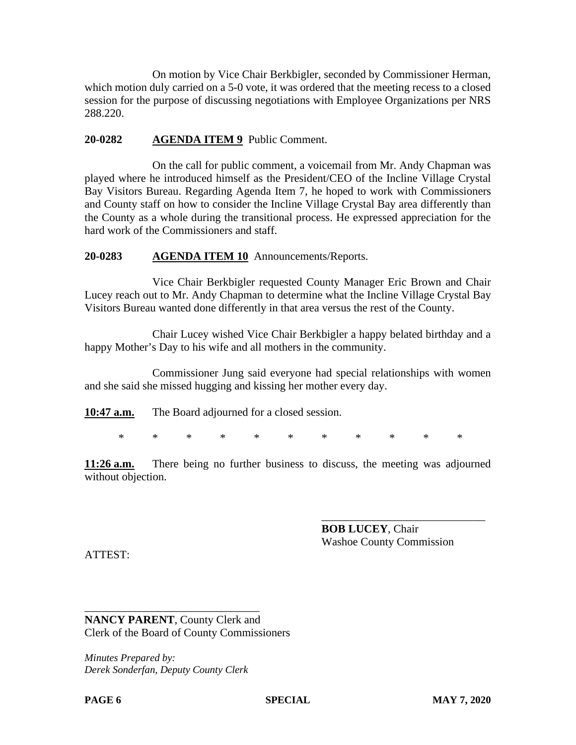On motion by Vice Chair Berkbigler, seconded by Commissioner Herman, which motion duly carried on a 5-0 vote, it was ordered that the meeting recess to a closed session for the purpose of discussing negotiations with Employee Organizations per NRS 288.220.

**20-0282** **AGENDA ITEM 9** Public Comment.

On the call for public comment, a voicemail from Mr. Andy Chapman was played where he introduced himself as the President/CEO of the Incline Village Crystal Bay Visitors Bureau. Regarding Agenda Item 7, he hoped to work with Commissioners and County staff on how to consider the Incline Village Crystal Bay area differently than the County as a whole during the transitional process. He expressed appreciation for the hard work of the Commissioners and staff.

**20-0283** **AGENDA ITEM 10** Announcements/Reports.

Vice Chair Berkbigler requested County Manager Eric Brown and Chair Lucey reach out to Mr. Andy Chapman to determine what the Incline Village Crystal Bay Visitors Bureau wanted done differently in that area versus the rest of the County.

Chair Lucey wished Vice Chair Berkbigler a happy belated birthday and a happy Mother's Day to his wife and all mothers in the community.

Commissioner Jung said everyone had special relationships with women and she said she missed hugging and kissing her mother every day.

**10:47 a.m.** The Board adjourned for a closed session.

\* \* \* \* \* \* \* \* \* \* \*

**11:26 a.m.** There being no further business to discuss, the meeting was adjourned without objection.

\_\_\_\_\_\_\_\_\_\_\_\_\_\_\_\_\_\_\_\_\_\_\_\_\_\_\_\_\_\_

**BOB LUCEY**, Chair
Washoe County Commission

ATTEST:

\_\_\_\_\_\_\_\_\_\_\_\_\_\_\_\_\_\_\_\_\_\_\_\_\_\_\_\_\_\_\_\_

**NANCY PARENT**, County Clerk and
Clerk of the Board of County Commissioners

*Minutes Prepared by:*
*Derek Sonderfan, Deputy County Clerk*